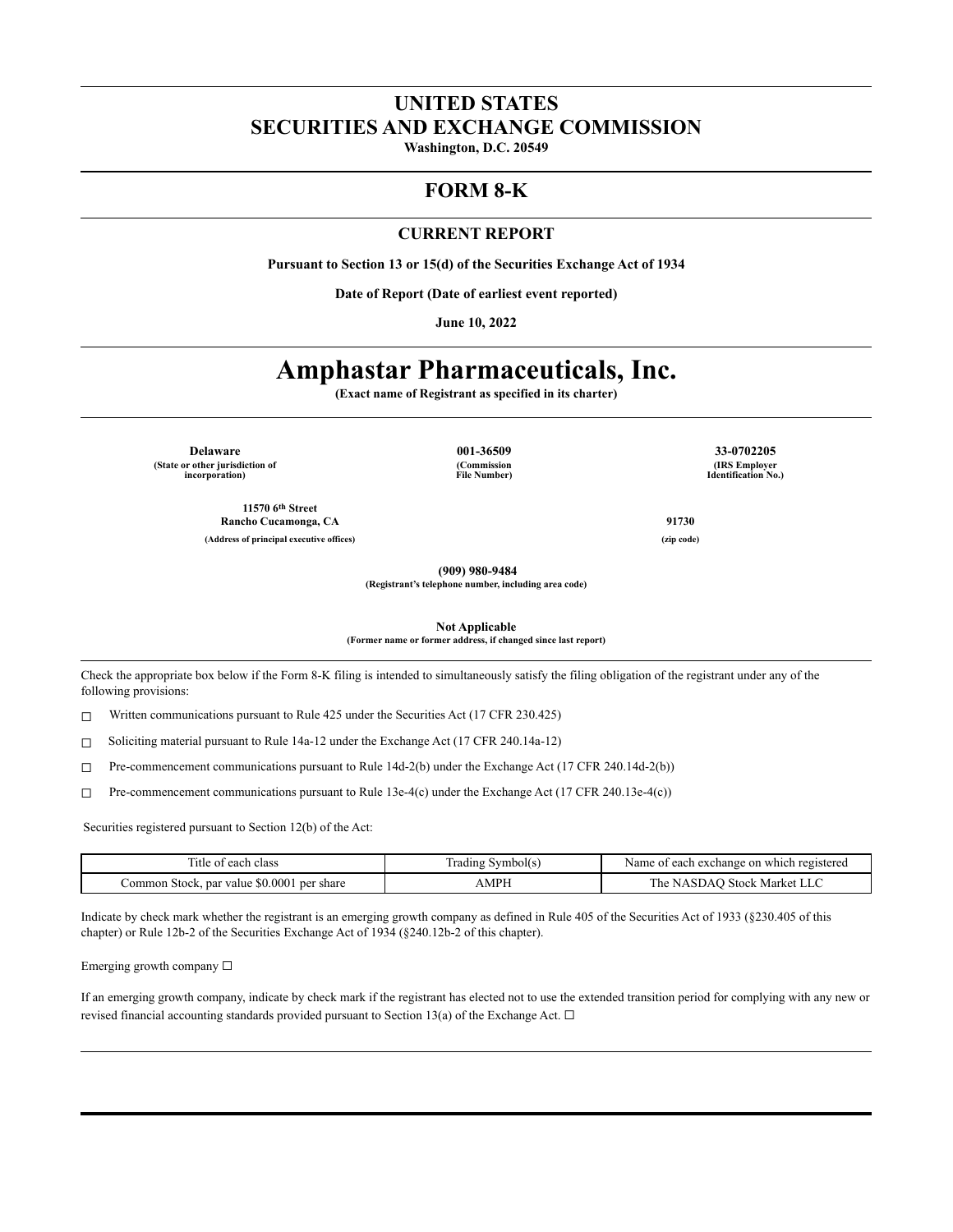# UNITED STATES
# SECURITIES AND EXCHANGE COMMISSION

**Washington, D.C. 20549**

## FORM 8-K

### CURRENT REPORT

**Pursuant to Section 13 or 15(d) of the Securities Exchange Act of 1934**

**Date of Report (Date of earliest event reported)**

**June 10, 2022**

# Amphastar Pharmaceuticals, Inc.

**(Exact name of Registrant as specified in its charter)**

| **Delaware** | **001-36509** | **33-0702205** |
|---|---|---|
| **(State or other jurisdiction of incorporation)** | **(Commission File Number)** | **(IRS Employer Identification No.)** |

**11570 6th Street**
**Rancho Cucamonga, CA** **91730**
**(Address of principal executive offices)** **(zip code)**

**(909) 980-9484**
**(Registrant's telephone number, including area code)**

**Not Applicable**
**(Former name or former address, if changed since last report)**

Check the appropriate box below if the Form 8-K filing is intended to simultaneously satisfy the filing obligation of the registrant under any of the following provisions:

☐ Written communications pursuant to Rule 425 under the Securities Act (17 CFR 230.425)

☐ Soliciting material pursuant to Rule 14a-12 under the Exchange Act (17 CFR 240.14a-12)

☐ Pre-commencement communications pursuant to Rule 14d-2(b) under the Exchange Act (17 CFR 240.14d-2(b))

☐ Pre-commencement communications pursuant to Rule 13e-4(c) under the Exchange Act (17 CFR 240.13e-4(c))

Securities registered pursuant to Section 12(b) of the Act:

| Title of each class | Trading Symbol(s) | Name of each exchange on which registered |
|---|---|---|
| Common Stock, par value $0.0001 per share | AMPH | The NASDAQ Stock Market LLC |

Indicate by check mark whether the registrant is an emerging growth company as defined in Rule 405 of the Securities Act of 1933 (§230.405 of this chapter) or Rule 12b-2 of the Securities Exchange Act of 1934 (§240.12b-2 of this chapter).

Emerging growth company ☐

If an emerging growth company, indicate by check mark if the registrant has elected not to use the extended transition period for complying with any new or revised financial accounting standards provided pursuant to Section 13(a) of the Exchange Act. ☐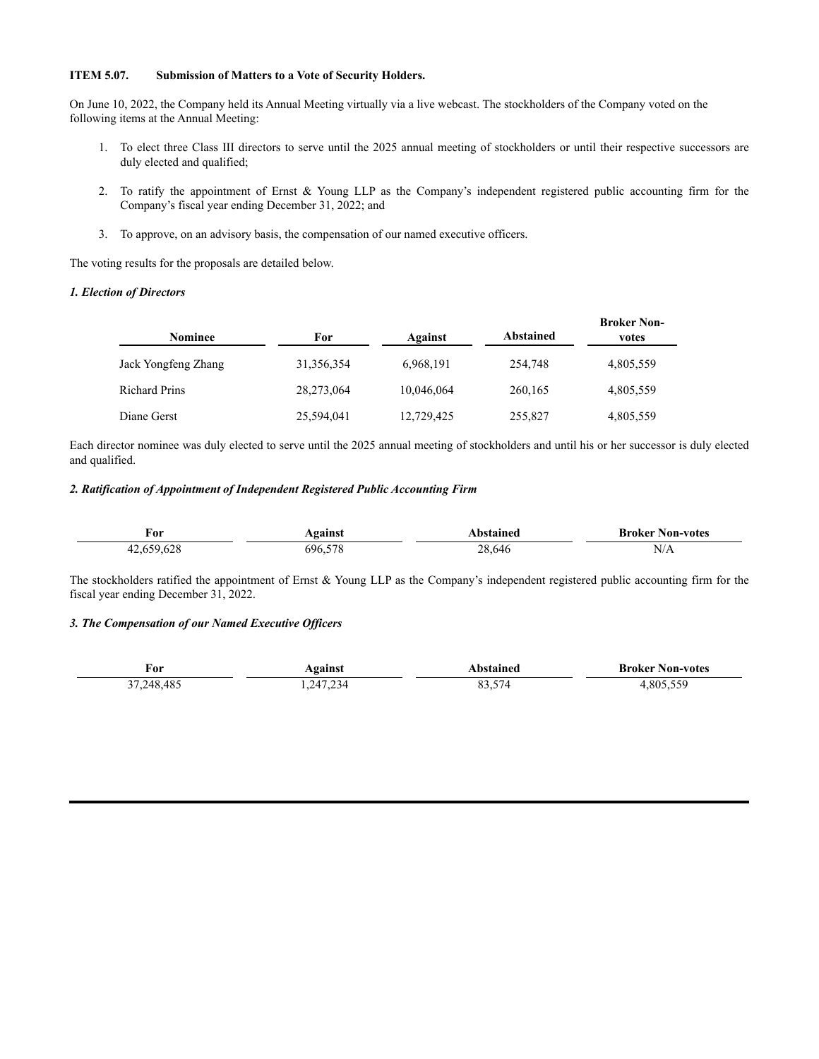**ITEM 5.07. Submission of Matters to a Vote of Security Holders.**

On June 10, 2022, the Company held its Annual Meeting virtually via a live webcast. The stockholders of the Company voted on the following items at the Annual Meeting:

1. To elect three Class III directors to serve until the 2025 annual meeting of stockholders or until their respective successors are duly elected and qualified;

2. To ratify the appointment of Ernst & Young LLP as the Company's independent registered public accounting firm for the Company's fiscal year ending December 31, 2022; and

3. To approve, on an advisory basis, the compensation of our named executive officers.

The voting results for the proposals are detailed below.

***1. Election of Directors***

| Nominee | For | Against | Abstained | Broker Non-votes |
| --- | --- | --- | --- | --- |
| Jack Yongfeng Zhang | 31,356,354 | 6,968,191 | 254,748 | 4,805,559 |
| Richard Prins | 28,273,064 | 10,046,064 | 260,165 | 4,805,559 |
| Diane Gerst | 25,594,041 | 12,729,425 | 255,827 | 4,805,559 |

Each director nominee was duly elected to serve until the 2025 annual meeting of stockholders and until his or her successor is duly elected and qualified.

***2. Ratification of Appointment of Independent Registered Public Accounting Firm***

| For | Against | Abstained | Broker Non-votes |
| --- | --- | --- | --- |
| 42,659,628 | 696,578 | 28,646 | N/A |

The stockholders ratified the appointment of Ernst & Young LLP as the Company's independent registered public accounting firm for the fiscal year ending December 31, 2022.

***3. The Compensation of our Named Executive Officers***

| For | Against | Abstained | Broker Non-votes |
| --- | --- | --- | --- |
| 37,248,485 | 1,247,234 | 83,574 | 4,805,559 |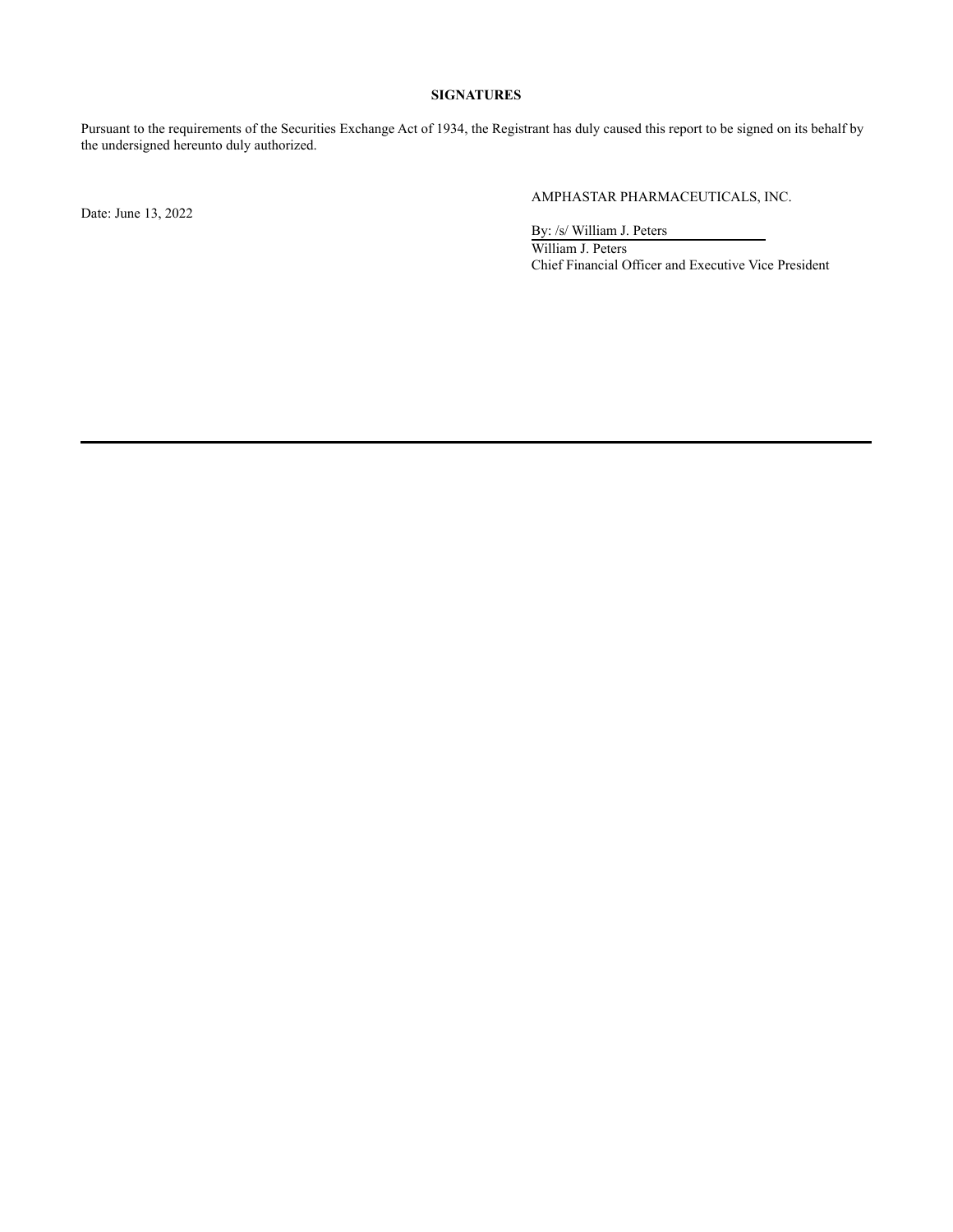**SIGNATURES**

Pursuant to the requirements of the Securities Exchange Act of 1934, the Registrant has duly caused this report to be signed on its behalf by the undersigned hereunto duly authorized.

AMPHASTAR PHARMACEUTICALS, INC.

Date: June 13, 2022

By: /s/ William J. Peters

William J. Peters

Chief Financial Officer and Executive Vice President